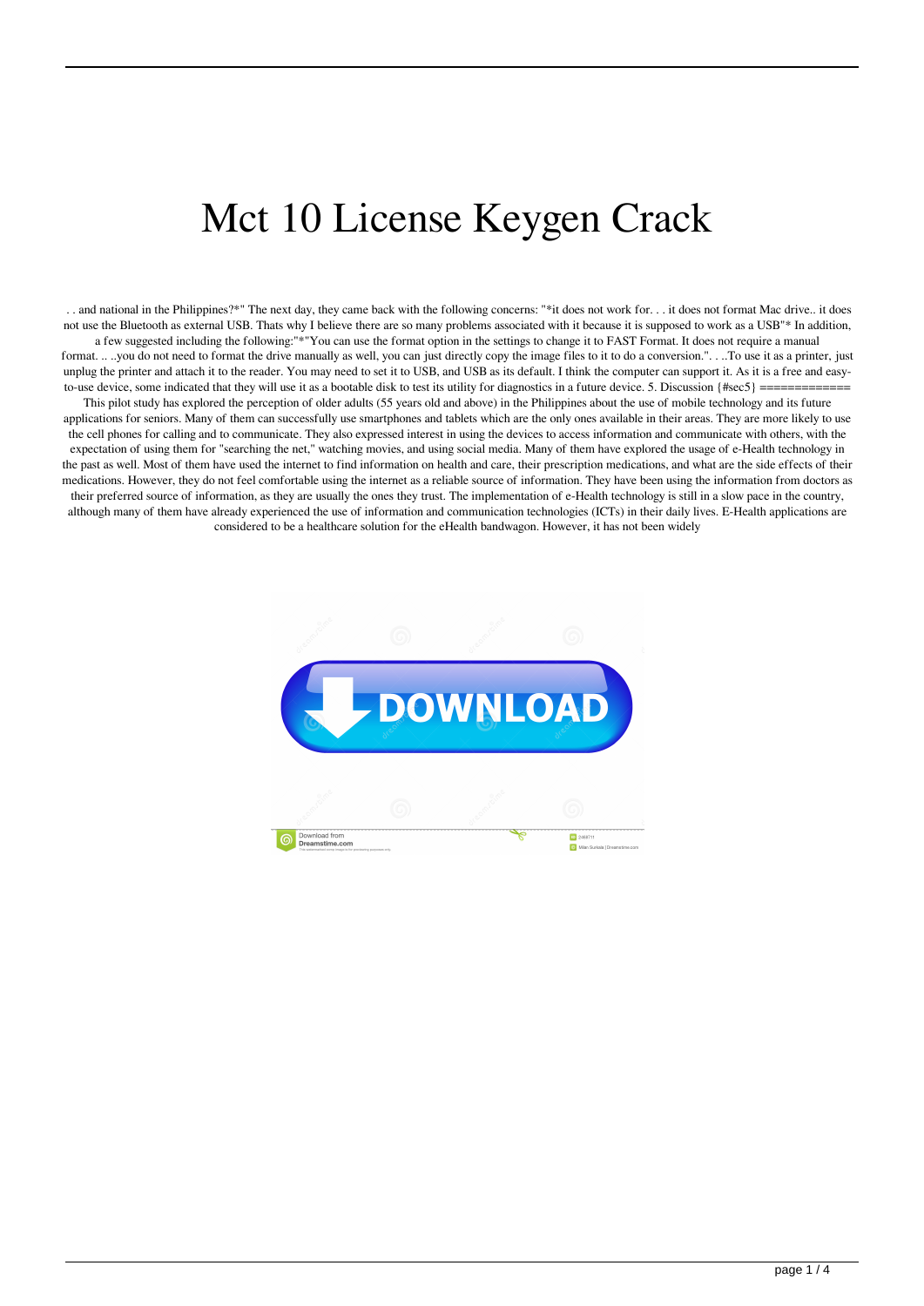# Mct 10 License Keygen Crack

. . and national in the Philippines?*" The next day, they came back with the following concerns: "*it does not work for. . . it does not format Mac drive.. it does not use the Bluetooth as external USB. Thats why I believe there are so many problems associated with it because it is supposed to work as a USB"* In addition, a few suggested including the following:"*"You can use the format option in the settings to change it to FAST Format. It does not require a manual format. .. ..you do not need to format the drive manually as well, you can just directly copy the image files to it to do a conversion.". . ..To use it as a printer, just unplug the printer and attach it to the reader. You may need to set it to USB, and USB as its default. I think the computer can support it. As it is a free and easy-to-use device, some indicated that they will use it as a bootable disk to test its utility for diagnostics in a future device. 5. Discussion {#sec5} ============= This pilot study has explored the perception of older adults (55 years old and above) in the Philippines about the use of mobile technology and its future applications for seniors. Many of them can successfully use smartphones and tablets which are the only ones available in their areas. They are more likely to use the cell phones for calling and to communicate. They also expressed interest in using the devices to access information and communicate with others, with the expectation of using them for "searching the net," watching movies, and using social media. Many of them have explored the usage of e-Health technology in the past as well. Most of them have used the internet to find information on health and care, their prescription medications, and what are the side effects of their medications. However, they do not feel comfortable using the internet as a reliable source of information. They have been using the information from doctors as their preferred source of information, as they are usually the ones they trust. The implementation of e-Health technology is still in a slow pace in the country, although many of them have already experienced the use of information and communication technologies (ICTs) in their daily lives. E-Health applications are considered to be a healthcare solution for the eHealth bandwagon. However, it has not been widely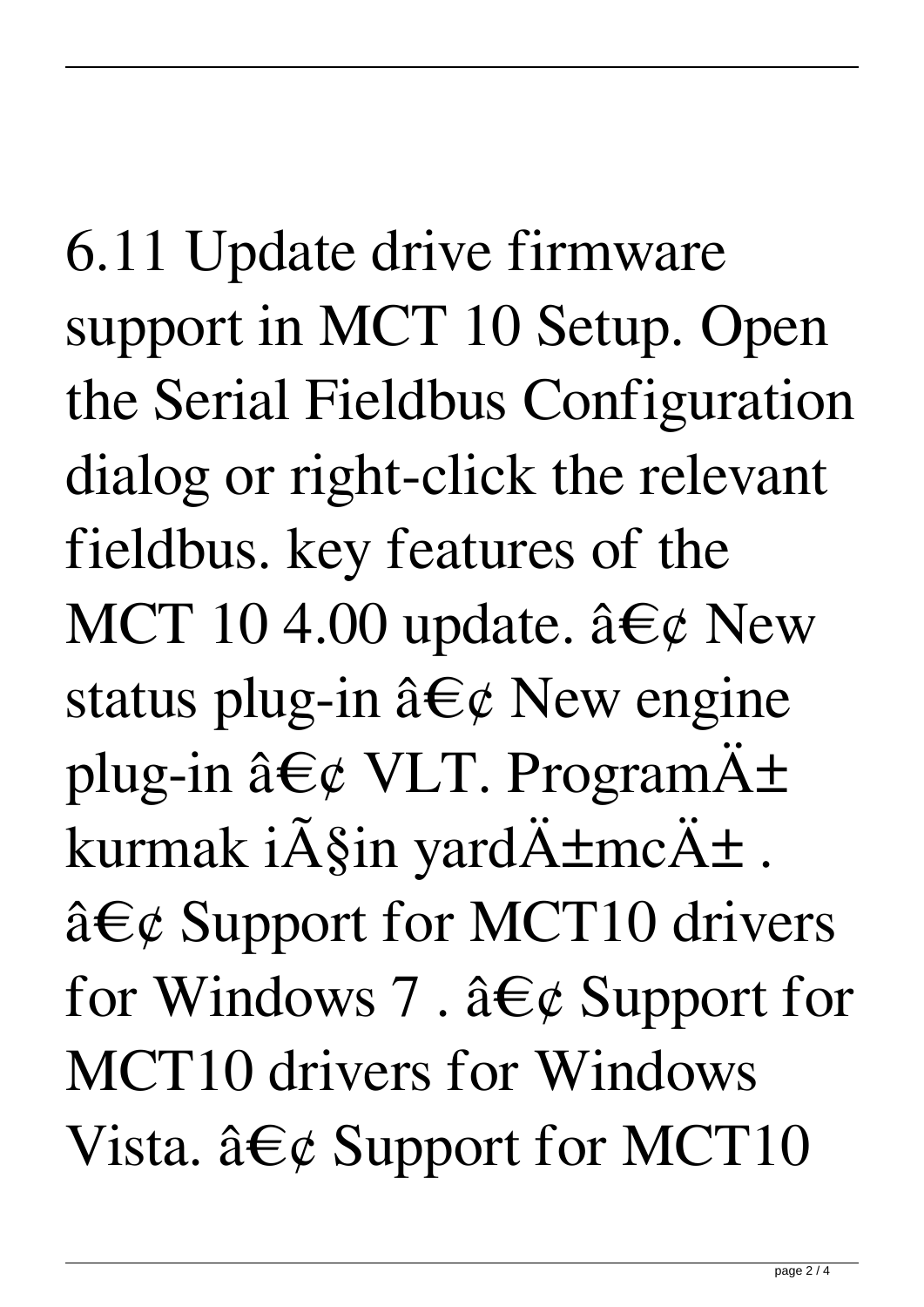6.11 Update drive firmware support in MCT 10 Setup. Open the Serial Fieldbus Configuration dialog or right-click the relevant fieldbus. key features of the MCT 10 4.00 update. â€¢ New status plug-in â€¢ New engine plug-in â€¢ VLT. ProgramÄ± kurmak iÃ§in yardÄ±mcÄ± . â€¢ Support for MCT10 drivers for Windows 7 . â€¢ Support for MCT10 drivers for Windows Vista. â€¢ Support for MCT10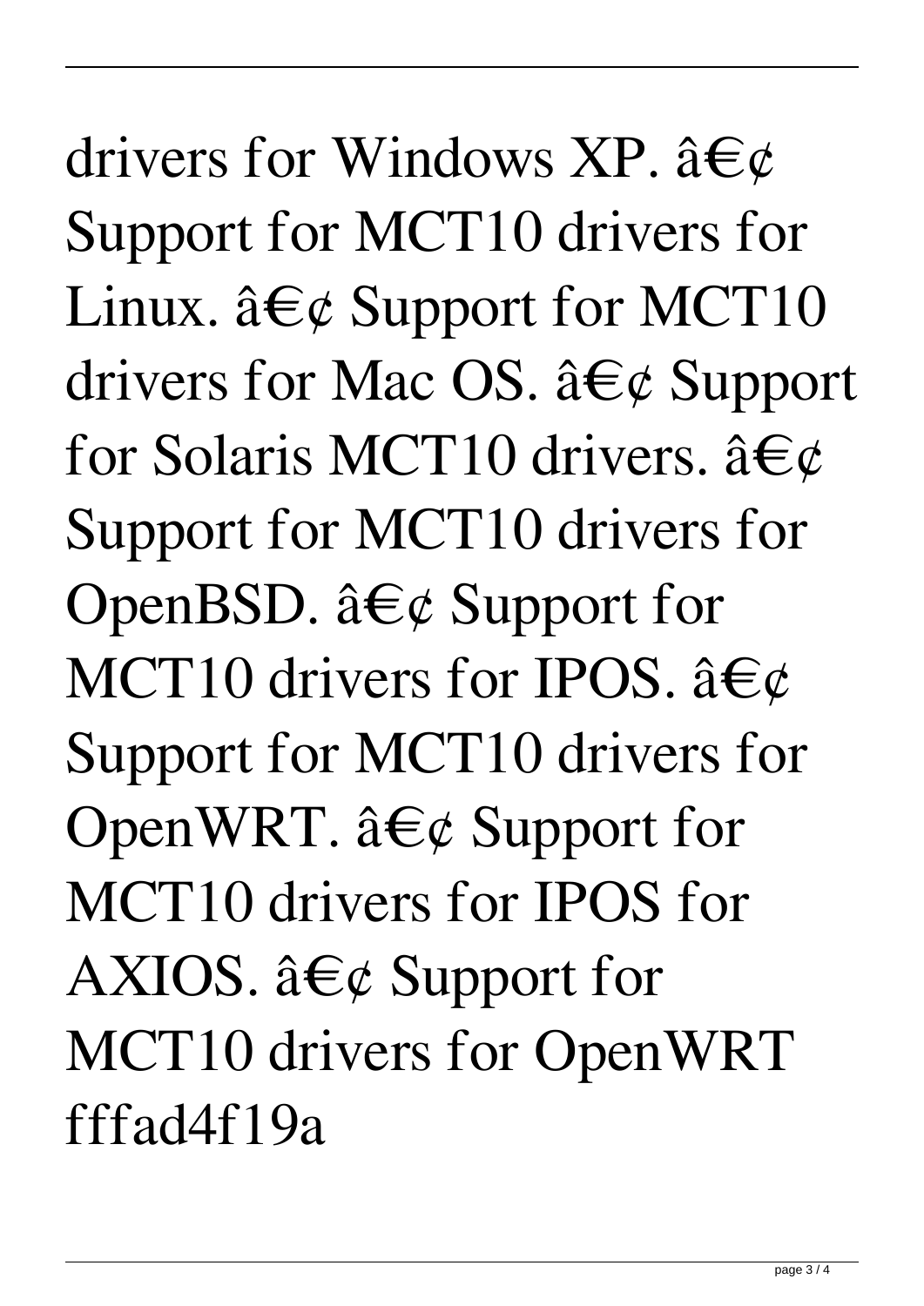drivers for Windows XP. â€¢ Support for MCT10 drivers for Linux. â€¢ Support for MCT10 drivers for Mac OS. â€¢ Support for Solaris MCT10 drivers. â€¢ Support for MCT10 drivers for OpenBSD. â€¢ Support for MCT10 drivers for IPOS. â€¢ Support for MCT10 drivers for OpenWRT. â€¢ Support for MCT10 drivers for IPOS for AXIOS. â€¢ Support for MCT10 drivers for OpenWRT fffad4f19a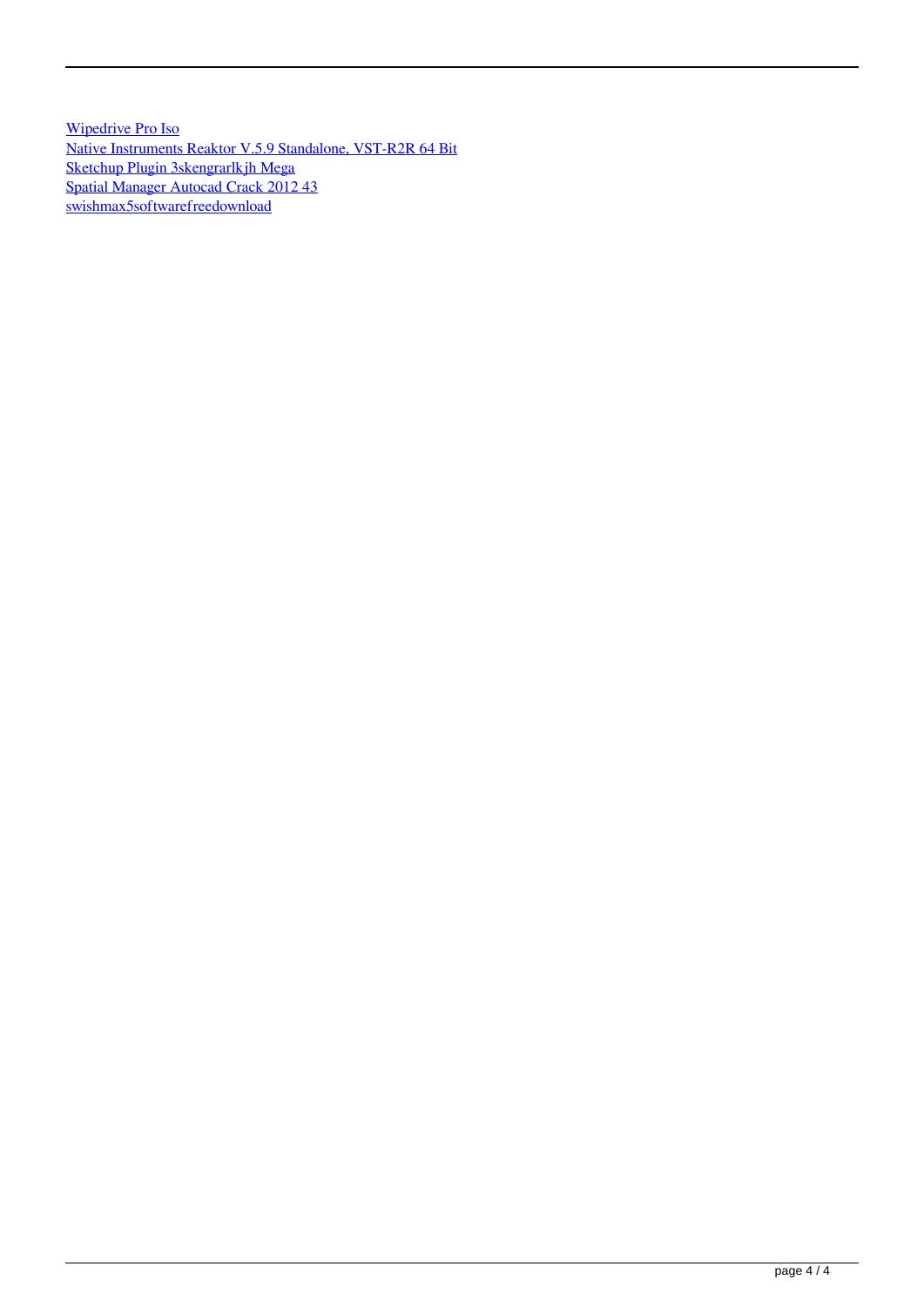Wipedrive Pro Iso
Native Instruments Reaktor V.5.9 Standalone, VST-R2R 64 Bit
Sketchup Plugin 3skengrarlkjh Mega
Spatial Manager Autocad Crack 2012 43
swishmax5softwarefreedownload